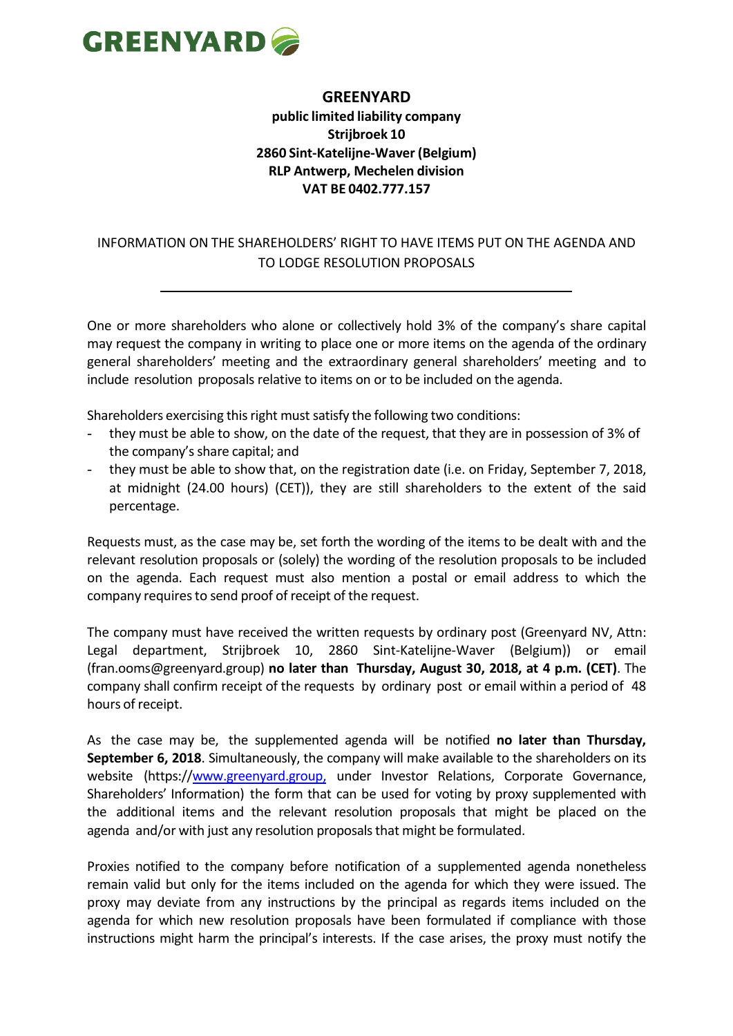**GREENYARD**

# GREENYARD

**public limited liability company**
**Strijbroek 10**
**2860 Sint-Katelijne-Waver (Belgium)**
**RLP Antwerp, Mechelen division**
**VAT BE 0402.777.157**

## INFORMATION ON THE SHAREHOLDERS' RIGHT TO HAVE ITEMS PUT ON THE AGENDA AND TO LODGE RESOLUTION PROPOSALS

---

One or more shareholders who alone or collectively hold 3% of the company's share capital may request the company in writing to place one or more items on the agenda of the ordinary general shareholders' meeting and the extraordinary general shareholders' meeting and to include resolution proposals relative to items on or to be included on the agenda.

Shareholders exercising this right must satisfy the following two conditions:

- they must be able to show, on the date of the request, that they are in possession of 3% of the company's share capital; and
- they must be able to show that, on the registration date (i.e. on Friday, September 7, 2018, at midnight (24.00 hours) (CET)), they are still shareholders to the extent of the said percentage.

Requests must, as the case may be, set forth the wording of the items to be dealt with and the relevant resolution proposals or (solely) the wording of the resolution proposals to be included on the agenda. Each request must also mention a postal or email address to which the company requires to send proof of receipt of the request.

The company must have received the written requests by ordinary post (Greenyard NV, Attn: Legal department, Strijbroek 10, 2860 Sint-Katelijne-Waver (Belgium)) or email (fran.ooms@greenyard.group) **no later than Thursday, August 30, 2018, at 4 p.m. (CET)**. The company shall confirm receipt of the requests by ordinary post or email within a period of 48 hours of receipt.

As the case may be, the supplemented agenda will be notified **no later than Thursday, September 6, 2018**. Simultaneously, the company will make available to the shareholders on its website (https://www.greenyard.group, under Investor Relations, Corporate Governance, Shareholders' Information) the form that can be used for voting by proxy supplemented with the additional items and the relevant resolution proposals that might be placed on the agenda and/or with just any resolution proposals that might be formulated.

Proxies notified to the company before notification of a supplemented agenda nonetheless remain valid but only for the items included on the agenda for which they were issued. The proxy may deviate from any instructions by the principal as regards items included on the agenda for which new resolution proposals have been formulated if compliance with those instructions might harm the principal's interests. If the case arises, the proxy must notify the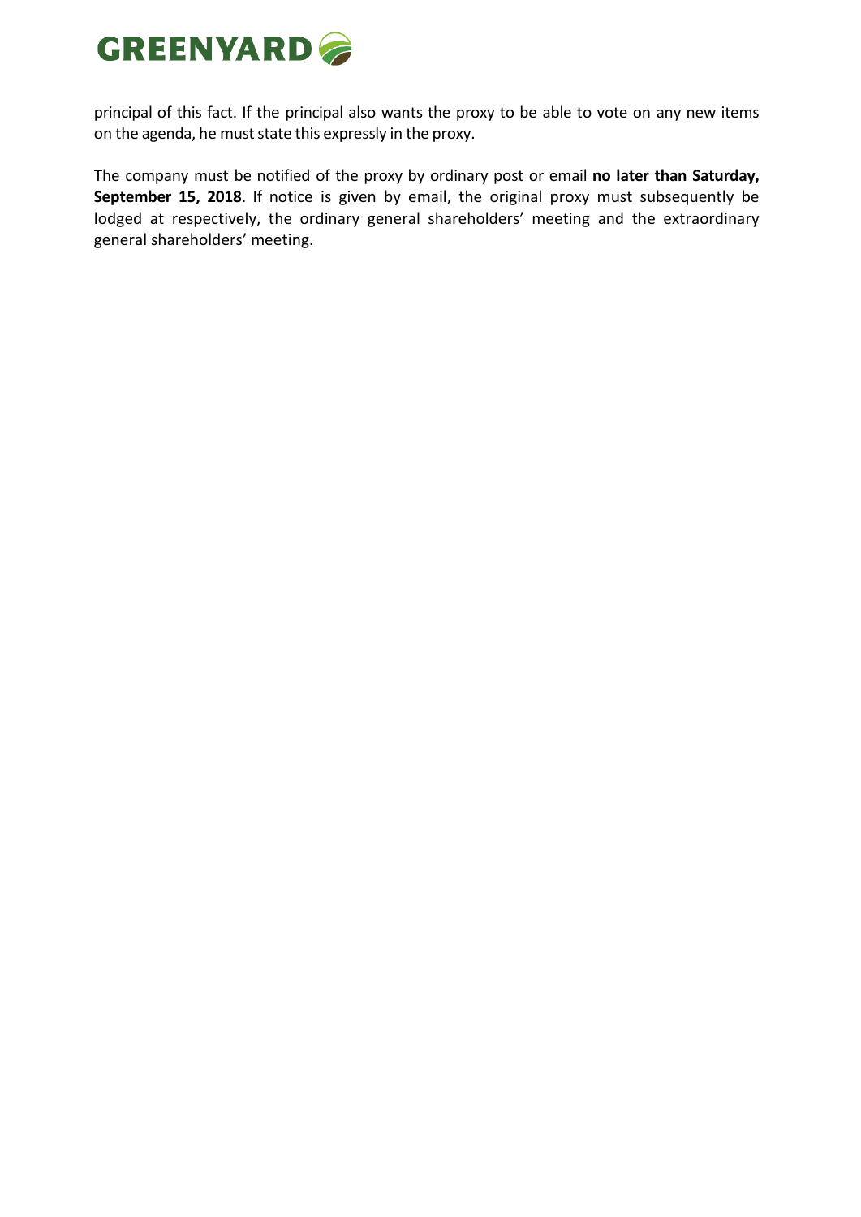principal of this fact. If the principal also wants the proxy to be able to vote on any new items on the agenda, he must state this expressly in the proxy.

The company must be notified of the proxy by ordinary post or email **no later than Saturday, September 15, 2018**. If notice is given by email, the original proxy must subsequently be lodged at respectively, the ordinary general shareholders' meeting and the extraordinary general shareholders' meeting.